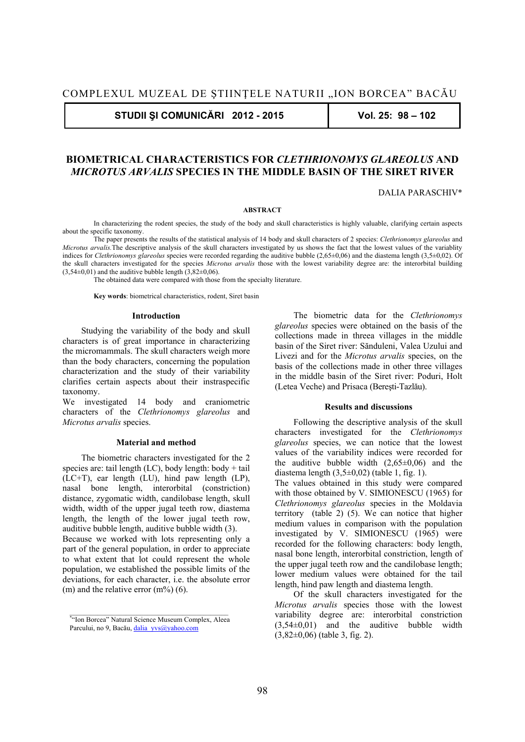# BIOMETRICAL CHARACTERISTICS FOR *CLETHRIONOMYS GLAREOLUS* AND *MICROTUS ARVALIS* SPECIES IN THE MIDDLE BASIN OF THE SIRET RIVER

DALIA PARASCHIV*

**ABSTRACT**

In characterizing the rodent species, the study of the body and skull characteristics is highly valuable, clarifying certain aspects about the specific taxonomy.

The paper presents the results of the statistical analysis of 14 body and skull characters of 2 species: *Clethrionomys glareolus* and *Microtus arvalis.*The descriptive analysis of the skull characters investigated by us shows the fact that the lowest values of the variablity indices for *Clethrionomys glareolus* species were recorded regarding the auditive bubble (2,65±0,06) and the diastema length (3,5±0,02). Of the skull characters investigated for the species *Microtus arvalis* those with the lowest variability degree are: the interorbital building (3,54±0,01) and the auditive bubble length (3,82±0,06).

The obtained data were compared with those from the specialty literature.

**Key words**: biometrical characteristics, rodent, Siret basin

## Introduction

Studying the variability of the body and skull characters is of great importance in characterizing the micromammals. The skull characters weigh more than the body characters, concerning the population characterization and the study of their variability clarifies certain aspects about their instraspecific taxonomy.

We investigated 14 body and craniometric characters of the *Clethrionomys glareolus* and *Microtus arvalis* species.

## Material and method

The biometric characters investigated for the 2 species are: tail length (LC), body length: body + tail (LC+T), ear length (LU), hind paw length (LP), nasal bone length, interorbital (constriction) distance, zygomatic width, candilobase length, skull width, width of the upper jugal teeth row, diastema length, the length of the lower jugal teeth row, auditive bubble length, auditive bubble width (3).

Because we worked with lots representing only a part of the general population, in order to appreciate to what extent that lot could represent the whole population, we established the possible limits of the deviations, for each character, i.e. the absolute error (m) and the relative error (m%) (6).

The biometric data for the *Clethrionomys glareolus* species were obtained on the basis of the collections made in threea villages in the middle basin of the Siret river: Sănduleni, Valea Uzului and Livezi and for the *Microtus arvalis* species, on the basis of the collections made in other three villages in the middle basin of the Siret river: Poduri, Holt (Letea Veche) and Prisaca (Bereşti-Tazlău).

## Results and discussions

Following the descriptive analysis of the skull characters investigated for the *Clethrionomys glareolus* species, we can notice that the lowest values of the variability indices were recorded for the auditive bubble width (2,65±0,06) and the diastema length (3,5±0,02) (table 1, fig. 1).

The values obtained in this study were compared with those obtained by V. SIMIONESCU (1965) for *Clethrionomys glareolus* species in the Moldavia territory (table 2) (5). We can notice that higher medium values in comparison with the population investigated by V. SIMIONESCU (1965) were recorded for the following characters: body length, nasal bone length, interorbital constriction, length of the upper jugal teeth row and the candilobase length; lower medium values were obtained for the tail length, hind paw length and diastema length.

Of the skull characters investigated for the *Microtus arvalis* species those with the lowest variability degree are: interorbital constriction (3,54±0,01) and the auditive bubble width (3,82±0,06) (table 3, fig. 2).

*"Ion Borcea" Natural Science Museum Complex, Aleea Parcului, no 9, Bacău, dalia_yvs@yahoo.com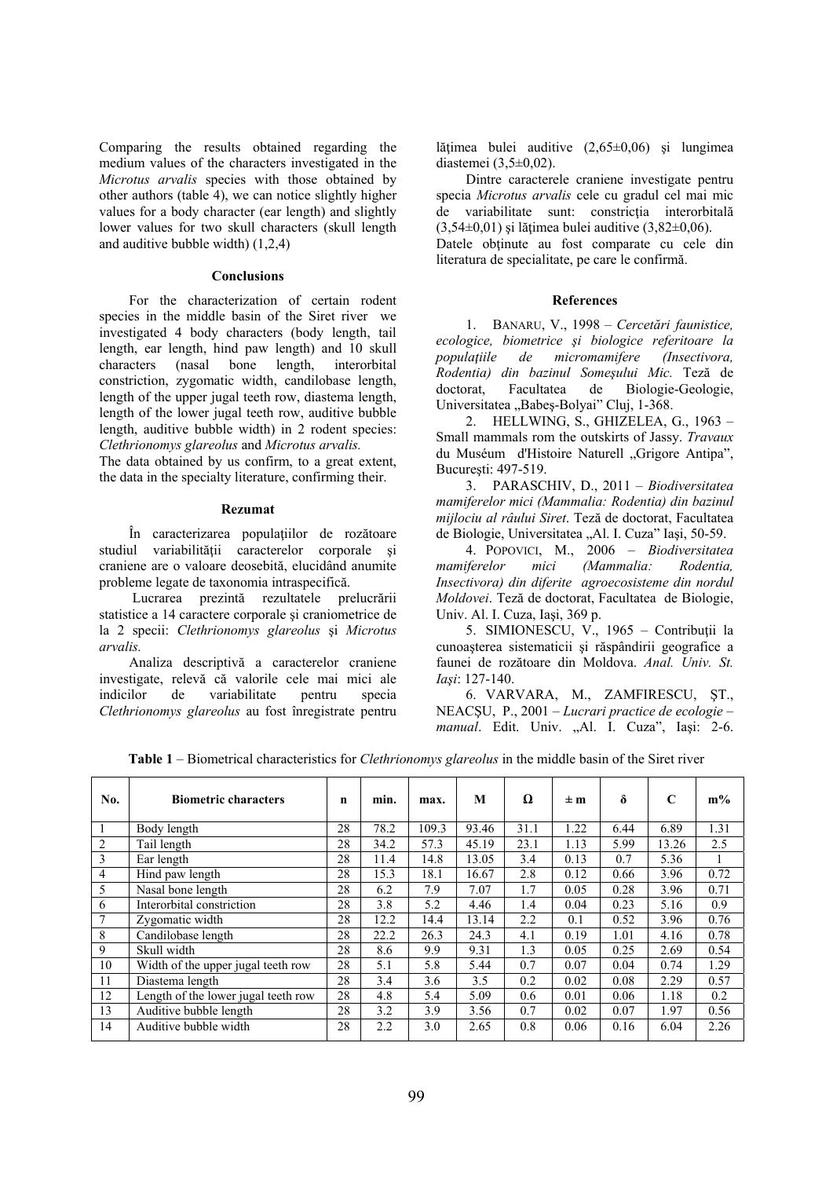Comparing the results obtained regarding the medium values of the characters investigated in the *Microtus arvalis* species with those obtained by other authors (table 4), we can notice slightly higher values for a body character (ear length) and slightly lower values for two skull characters (skull length and auditive bubble width) (1,2,4)

#### Conclusions

For the characterization of certain rodent species in the middle basin of the Siret river we investigated 4 body characters (body length, tail length, ear length, hind paw length) and 10 skull characters (nasal bone length, interorbital constriction, zygomatic width, candilobase length, length of the upper jugal teeth row, diastema length, length of the lower jugal teeth row, auditive bubble length, auditive bubble width) in 2 rodent species: *Clethrionomys glareolus* and *Microtus arvalis.*

The data obtained by us confirm, to a great extent, the data in the specialty literature, confirming their.

#### Rezumat

În caracterizarea populaţiilor de rozătoare studiul variabilităţii caracterelor corporale şi craniene are o valoare deosebită, elucidând anumite probleme legate de taxonomia intraspecifică.

Lucrarea prezintă rezultatele prelucrării statistice a 14 caractere corporale şi craniometrice de la 2 specii: *Clethrionomys glareolus* şi *Microtus arvalis.*

Analiza descriptivă a caracterelor craniene investigate, relevă că valorile cele mai mici ale indicilor de variabilitate pentru specia *Clethrionomys glareolus* au fost înregistrate pentru lăţimea bulei auditive (2,65±0,06) şi lungimea diastemei (3,5±0,02).

Dintre caracterele craniene investigate pentru specia *Microtus arvalis* cele cu gradul cel mai mic de variabilitate sunt: constricţia interorbitală (3,54±0,01) şi lăţimea bulei auditive (3,82±0,06).
Datele obţinute au fost comparate cu cele din literatura de specialitate, pe care le confirmă.

#### References

1. BANARU, V., 1998 – *Cercetări faunistice, ecologice, biometrice şi biologice referitoare la populaţiile de micromamifere (Insectivora, Rodentia) din bazinul Someşului Mic.* Teză de doctorat, Facultatea de Biologie-Geologie, Universitatea „Babeş-Bolyai" Cluj, 1-368.
2. HELLWING, S., GHIZELEA, G., 1963 – Small mammals rom the outskirts of Jassy. *Travaux* du Muséum d'Histoire Naturell „Grigore Antipa", Bucureşti: 497-519.
3. PARASCHIV, D., 2011 – *Biodiversitatea mamiferelor mici (Mammalia: Rodentia) din bazinul mijlociu al râului Siret*. Teză de doctorat, Facultatea de Biologie, Universitatea „Al. I. Cuza" Iaşi, 50-59.
4. POPOVICI, M., 2006 – *Biodiversitatea mamiferelor mici (Mammalia: Rodentia, Insectivora) din diferite agroecosisteme din nordul Moldovei*. Teză de doctorat, Facultatea de Biologie, Univ. Al. I. Cuza, Iaşi, 369 p.
5. SIMIONESCU, V., 1965 – Contribuţii la cunoaşterea sistematicii şi răspândirii geografice a faunei de rozătoare din Moldova. *Anal. Univ. St. Iaşi*: 127-140.
6. VARVARA, M., ZAMFIRESCU, ŞT., NEACŞU, P., 2001 – *Lucrari practice de ecologie – manual*. Edit. Univ. „Al. I. Cuza", Iaşi: 2-6.

**Table 1** – Biometrical characteristics for *Clethrionomys glareolus* in the middle basin of the Siret river

| No. | Biometric characters | n | min. | max. | M | Ω | ± m | δ | C | m% |
|---|---|---|---|---|---|---|---|---|---|---|
| 1 | Body length | 28 | 78.2 | 109.3 | 93.46 | 31.1 | 1.22 | 6.44 | 6.89 | 1.31 |
| 2 | Tail length | 28 | 34.2 | 57.3 | 45.19 | 23.1 | 1.13 | 5.99 | 13.26 | 2.5 |
| 3 | Ear length | 28 | 11.4 | 14.8 | 13.05 | 3.4 | 0.13 | 0.7 | 5.36 | 1 |
| 4 | Hind paw length | 28 | 15.3 | 18.1 | 16.67 | 2.8 | 0.12 | 0.66 | 3.96 | 0.72 |
| 5 | Nasal bone length | 28 | 6.2 | 7.9 | 7.07 | 1.7 | 0.05 | 0.28 | 3.96 | 0.71 |
| 6 | Interorbital constriction | 28 | 3.8 | 5.2 | 4.46 | 1.4 | 0.04 | 0.23 | 5.16 | 0.9 |
| 7 | Zygomatic width | 28 | 12.2 | 14.4 | 13.14 | 2.2 | 0.1 | 0.52 | 3.96 | 0.76 |
| 8 | Candilobase length | 28 | 22.2 | 26.3 | 24.3 | 4.1 | 0.19 | 1.01 | 4.16 | 0.78 |
| 9 | Skull width | 28 | 8.6 | 9.9 | 9.31 | 1.3 | 0.05 | 0.25 | 2.69 | 0.54 |
| 10 | Width of the upper jugal teeth row | 28 | 5.1 | 5.8 | 5.44 | 0.7 | 0.07 | 0.04 | 0.74 | 1.29 |
| 11 | Diastema length | 28 | 3.4 | 3.6 | 3.5 | 0.2 | 0.02 | 0.08 | 2.29 | 0.57 |
| 12 | Length of the lower jugal teeth row | 28 | 4.8 | 5.4 | 5.09 | 0.6 | 0.01 | 0.06 | 1.18 | 0.2 |
| 13 | Auditive bubble length | 28 | 3.2 | 3.9 | 3.56 | 0.7 | 0.02 | 0.07 | 1.97 | 0.56 |
| 14 | Auditive bubble width | 28 | 2.2 | 3.0 | 2.65 | 0.8 | 0.06 | 0.16 | 6.04 | 2.26 |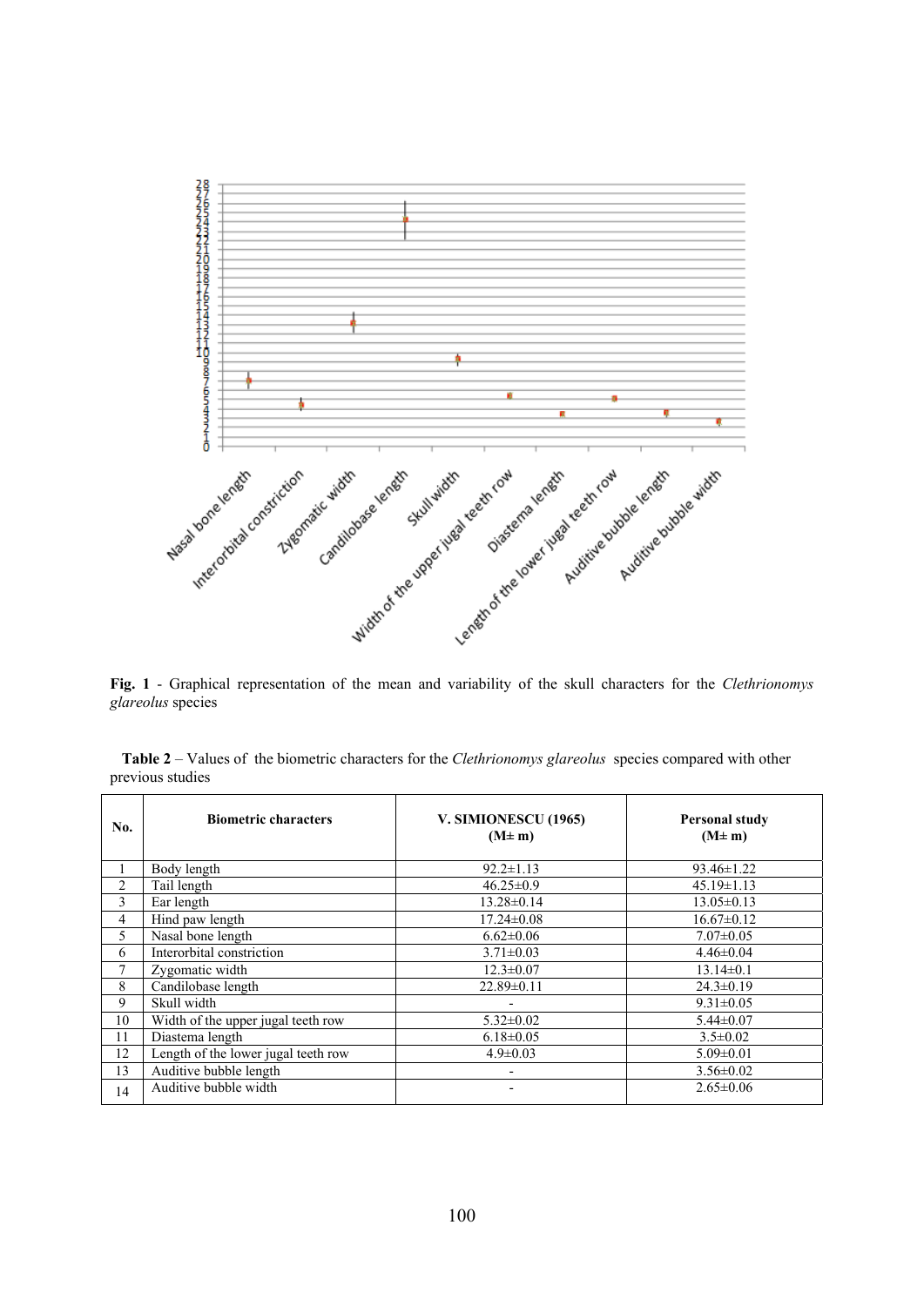**Fig. 1** - Graphical representation of the mean and variability of the skull characters for the *Clethrionomys glareolus* species

**Table 2** – Values of the biometric characters for the *Clethrionomys glareolus* species compared with other previous studies

| No. | Biometric characters | V. SIMIONESCU (1965) (M± m) | Personal study (M± m) |
|---|---|---|---|
| 1 | Body length | 92.2±1.13 | 93.46±1.22 |
| 2 | Tail length | 46.25±0.9 | 45.19±1.13 |
| 3 | Ear length | 13.28±0.14 | 13.05±0.13 |
| 4 | Hind paw length | 17.24±0.08 | 16.67±0.12 |
| 5 | Nasal bone length | 6.62±0.06 | 7.07±0.05 |
| 6 | Interorbital constriction | 3.71±0.03 | 4.46±0.04 |
| 7 | Zygomatic width | 12.3±0.07 | 13.14±0.1 |
| 8 | Candilobase length | 22.89±0.11 | 24.3±0.19 |
| 9 | Skull width | - | 9.31±0.05 |
| 10 | Width of the upper jugal teeth row | 5.32±0.02 | 5.44±0.07 |
| 11 | Diastema length | 6.18±0.05 | 3.5±0.02 |
| 12 | Length of the lower jugal teeth row | 4.9±0.03 | 5.09±0.01 |
| 13 | Auditive bubble length | - | 3.56±0.02 |
| 14 | Auditive bubble width | - | 2.65±0.06 |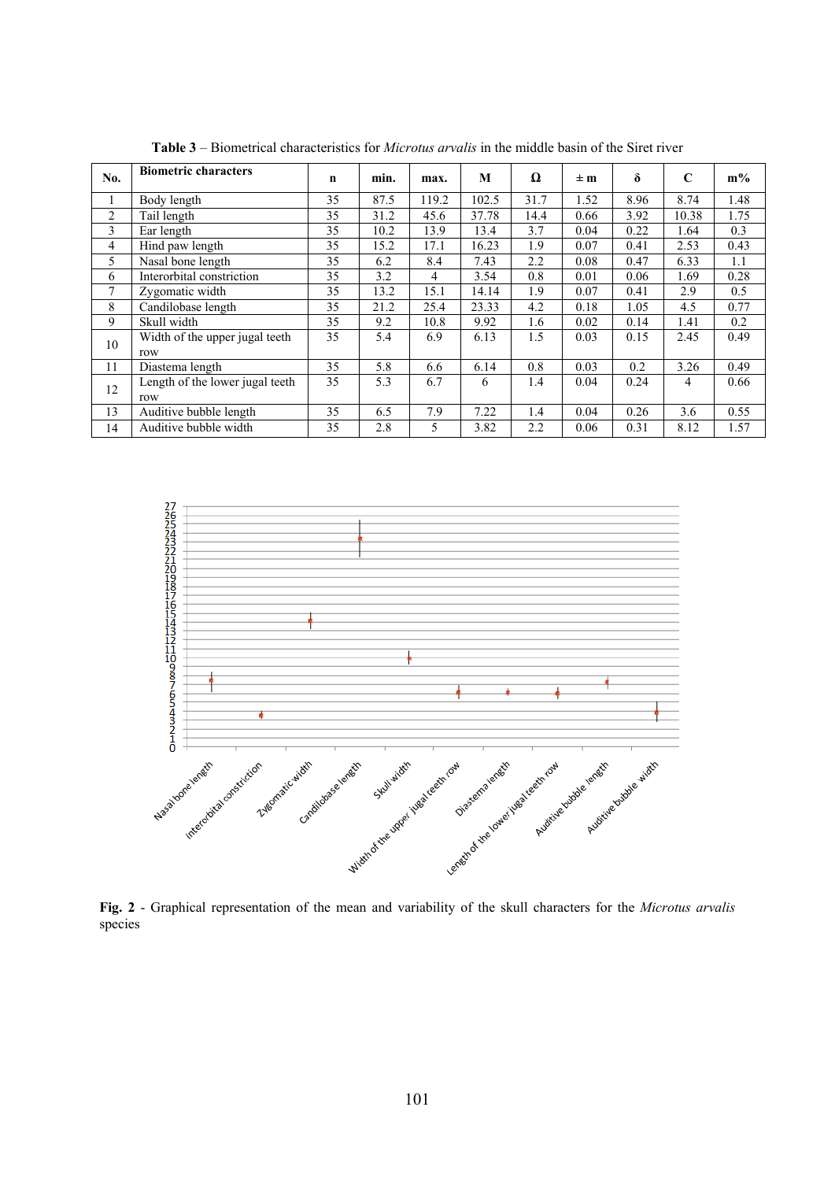**Table 3** – Biometrical characteristics for *Microtus arvalis* in the middle basin of the Siret river

| No. | Biometric characters | n | min. | max. | M | Ω | ± m | δ | C | m% |
|---|---|---|---|---|---|---|---|---|---|---|
| 1 | Body length | 35 | 87.5 | 119.2 | 102.5 | 31.7 | 1.52 | 8.96 | 8.74 | 1.48 |
| 2 | Tail length | 35 | 31.2 | 45.6 | 37.78 | 14.4 | 0.66 | 3.92 | 10.38 | 1.75 |
| 3 | Ear length | 35 | 10.2 | 13.9 | 13.4 | 3.7 | 0.04 | 0.22 | 1.64 | 0.3 |
| 4 | Hind paw length | 35 | 15.2 | 17.1 | 16.23 | 1.9 | 0.07 | 0.41 | 2.53 | 0.43 |
| 5 | Nasal bone length | 35 | 6.2 | 8.4 | 7.43 | 2.2 | 0.08 | 0.47 | 6.33 | 1.1 |
| 6 | Interorbital constriction | 35 | 3.2 | 4 | 3.54 | 0.8 | 0.01 | 0.06 | 1.69 | 0.28 |
| 7 | Zygomatic width | 35 | 13.2 | 15.1 | 14.14 | 1.9 | 0.07 | 0.41 | 2.9 | 0.5 |
| 8 | Candilobase length | 35 | 21.2 | 25.4 | 23.33 | 4.2 | 0.18 | 1.05 | 4.5 | 0.77 |
| 9 | Skull width | 35 | 9.2 | 10.8 | 9.92 | 1.6 | 0.02 | 0.14 | 1.41 | 0.2 |
| 10 | Width of the upper jugal teeth row | 35 | 5.4 | 6.9 | 6.13 | 1.5 | 0.03 | 0.15 | 2.45 | 0.49 |
| 11 | Diastema length | 35 | 5.8 | 6.6 | 6.14 | 0.8 | 0.03 | 0.2 | 3.26 | 0.49 |
| 12 | Length of the lower jugal teeth row | 35 | 5.3 | 6.7 | 6 | 1.4 | 0.04 | 0.24 | 4 | 0.66 |
| 13 | Auditive bubble length | 35 | 6.5 | 7.9 | 7.22 | 1.4 | 0.04 | 0.26 | 3.6 | 0.55 |
| 14 | Auditive bubble width | 35 | 2.8 | 5 | 3.82 | 2.2 | 0.06 | 0.31 | 8.12 | 1.57 |

**Fig. 2** - Graphical representation of the mean and variability of the skull characters for the *Microtus arvalis* species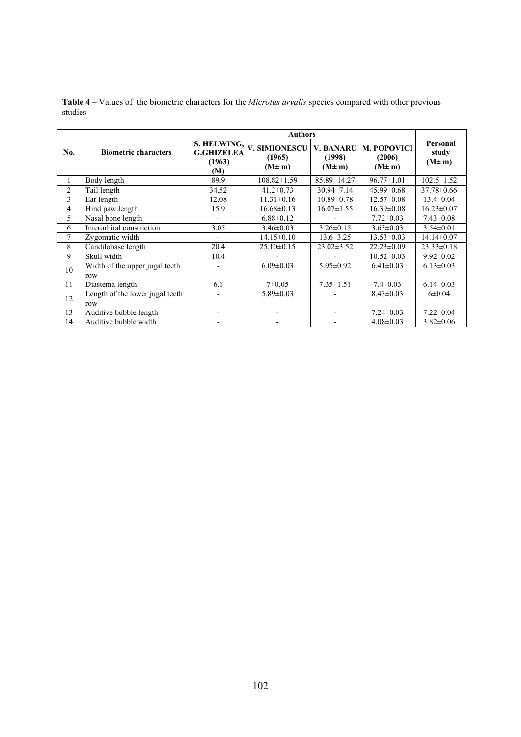**Table 4** – Values of the biometric characters for the *Microtus arvalis* species compared with other previous studies

| No. | Biometric characters | Authors | | | | Personal study (M± m) |
|---|---|---|---|---|---|---|
| | | S. HELWING, G.GHIZELEA (1963) (M) | V. SIMIONESCU (1965) (M± m) | V. BANARU (1998) (M± m) | M. POPOVICI (2006) (M± m) | |
| 1 | Body length | 89.9 | 108.82±1.59 | 85.89±14.27 | 96.77±1.01 | 102.5±1.52 |
| 2 | Tail length | 34.52 | 41.2±0.73 | 30.94±7.14 | 45.99±0.68 | 37.78±0.66 |
| 3 | Ear length | 12.08 | 11.31±0.16 | 10.89±0.78 | 12.57±0.08 | 13.4±0.04 |
| 4 | Hind paw length | 15.9 | 16.68±0.13 | 16.07±1.55 | 16.39±0.08 | 16.23±0.07 |
| 5 | Nasal bone length | - | 6.88±0.12 | - | 7.72±0.03 | 7.43±0.08 |
| 6 | Interorbital constriction | 3.05 | 3.46±0.03 | 3.26±0.15 | 3.63±0.03 | 3.54±0.01 |
| 7 | Zygomatic width | - | 14.15±0.10 | 13.6±3.25 | 13.53±0.03 | 14.14±0.07 |
| 8 | Candilobase length | 20.4 | 25.10±0.15 | 23.02±3.52 | 22.23±0.09 | 23.33±0.18 |
| 9 | Skull width | 10.4 | - | - | 10.52±0.03 | 9.92±0.02 |
| 10 | Width of the upper jugal teeth row | - | 6.09±0.03 | 5.95±0.92 | 6.41±0.03 | 6.13±0.03 |
| 11 | Diastema length | 6.1 | 7±0.05 | 7.35±1.51 | 7.4±0.03 | 6.14±0.03 |
| 12 | Length of the lower jugal teeth row | - | 5.89±0.03 | - | 8.43±0.03 | 6±0.04 |
| 13 | Auditive bubble length | - | - | - | 7.24±0.03 | 7.22±0.04 |
| 14 | Auditive bubble width | - | - | - | 4.08±0.03 | 3.82±0.06 |